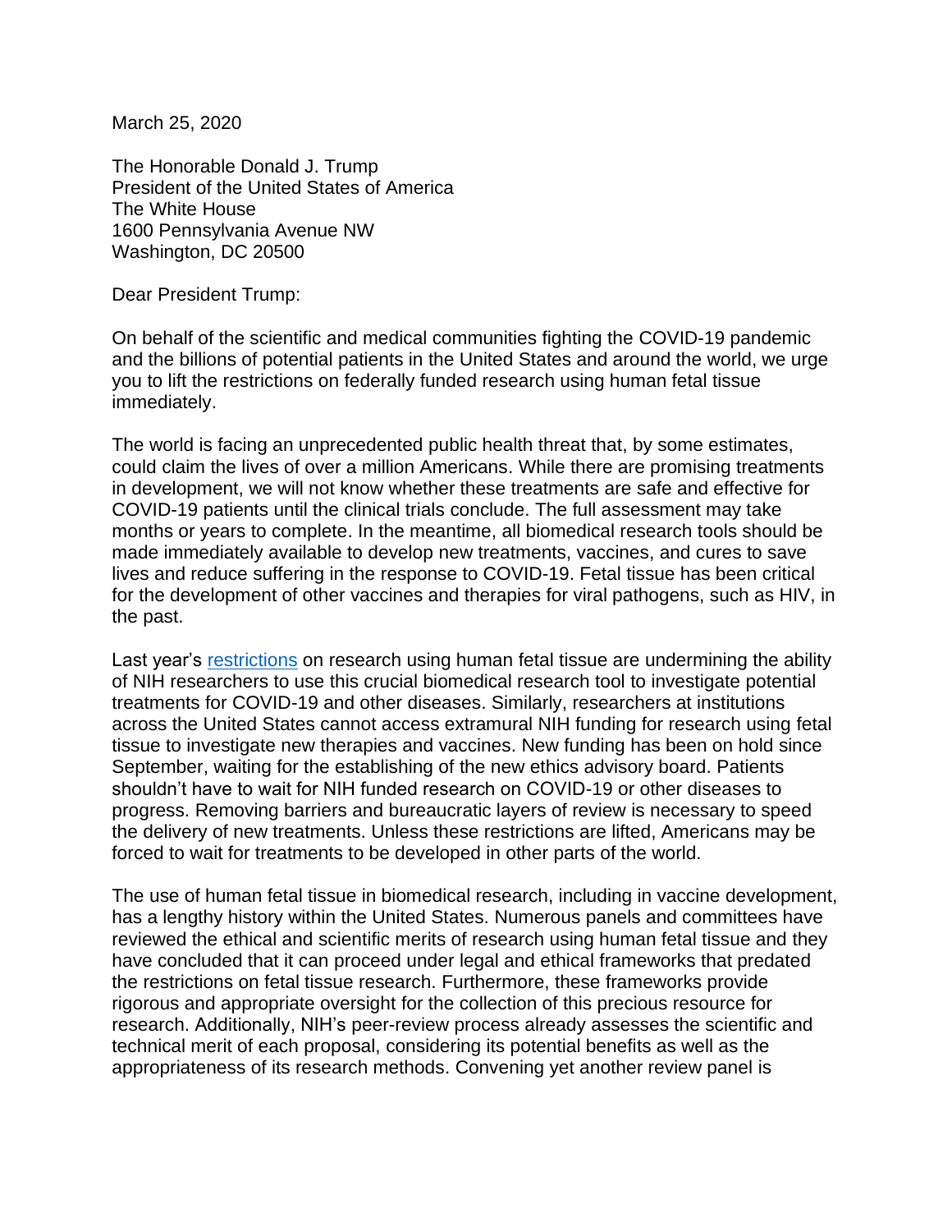March 25, 2020

The Honorable Donald J. Trump
President of the United States of America
The White House
1600 Pennsylvania Avenue NW
Washington, DC 20500

Dear President Trump:

On behalf of the scientific and medical communities fighting the COVID-19 pandemic and the billions of potential patients in the United States and around the world, we urge you to lift the restrictions on federally funded research using human fetal tissue immediately.

The world is facing an unprecedented public health threat that, by some estimates, could claim the lives of over a million Americans. While there are promising treatments in development, we will not know whether these treatments are safe and effective for COVID-19 patients until the clinical trials conclude. The full assessment may take months or years to complete. In the meantime, all biomedical research tools should be made immediately available to develop new treatments, vaccines, and cures to save lives and reduce suffering in the response to COVID-19. Fetal tissue has been critical for the development of other vaccines and therapies for viral pathogens, such as HIV, in the past.

Last year's restrictions on research using human fetal tissue are undermining the ability of NIH researchers to use this crucial biomedical research tool to investigate potential treatments for COVID-19 and other diseases. Similarly, researchers at institutions across the United States cannot access extramural NIH funding for research using fetal tissue to investigate new therapies and vaccines. New funding has been on hold since September, waiting for the establishing of the new ethics advisory board. Patients shouldn't have to wait for NIH funded research on COVID-19 or other diseases to progress. Removing barriers and bureaucratic layers of review is necessary to speed the delivery of new treatments. Unless these restrictions are lifted, Americans may be forced to wait for treatments to be developed in other parts of the world.

The use of human fetal tissue in biomedical research, including in vaccine development, has a lengthy history within the United States. Numerous panels and committees have reviewed the ethical and scientific merits of research using human fetal tissue and they have concluded that it can proceed under legal and ethical frameworks that predated the restrictions on fetal tissue research. Furthermore, these frameworks provide rigorous and appropriate oversight for the collection of this precious resource for research. Additionally, NIH's peer-review process already assesses the scientific and technical merit of each proposal, considering its potential benefits as well as the appropriateness of its research methods. Convening yet another review panel is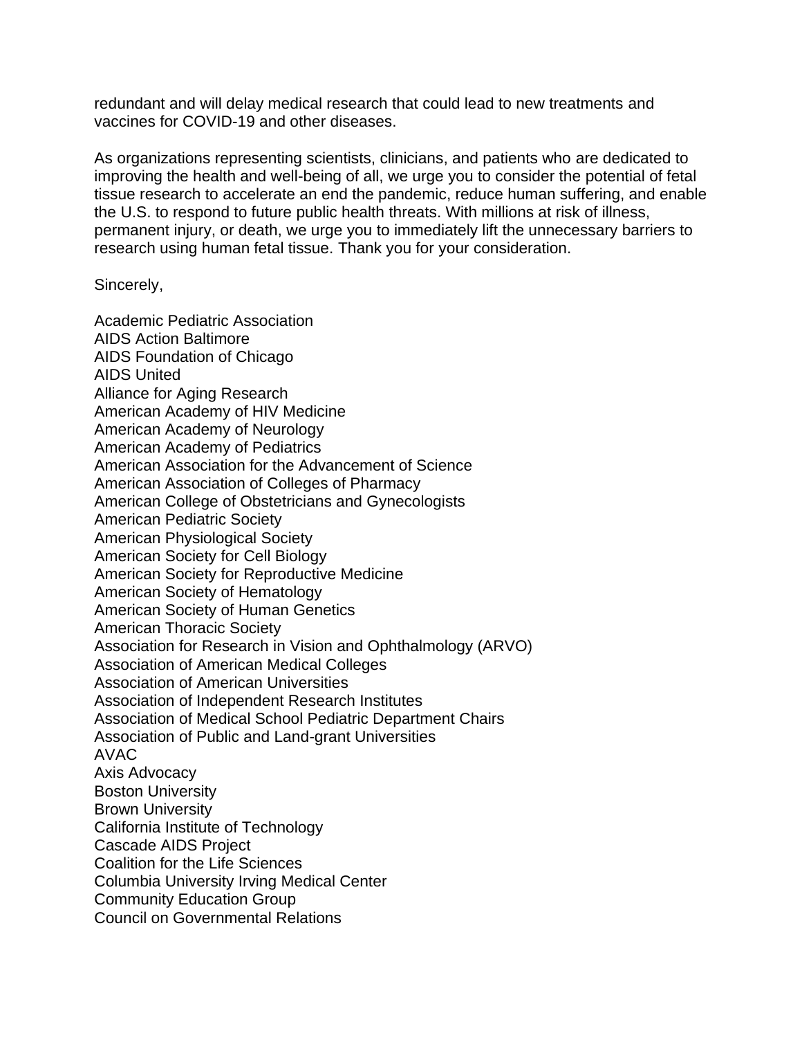redundant and will delay medical research that could lead to new treatments and vaccines for COVID-19 and other diseases.

As organizations representing scientists, clinicians, and patients who are dedicated to improving the health and well-being of all, we urge you to consider the potential of fetal tissue research to accelerate an end the pandemic, reduce human suffering, and enable the U.S. to respond to future public health threats. With millions at risk of illness, permanent injury, or death, we urge you to immediately lift the unnecessary barriers to research using human fetal tissue. Thank you for your consideration.

Sincerely,

Academic Pediatric Association
AIDS Action Baltimore
AIDS Foundation of Chicago
AIDS United
Alliance for Aging Research
American Academy of HIV Medicine
American Academy of Neurology
American Academy of Pediatrics
American Association for the Advancement of Science
American Association of Colleges of Pharmacy
American College of Obstetricians and Gynecologists
American Pediatric Society
American Physiological Society
American Society for Cell Biology
American Society for Reproductive Medicine
American Society of Hematology
American Society of Human Genetics
American Thoracic Society
Association for Research in Vision and Ophthalmology (ARVO)
Association of American Medical Colleges
Association of American Universities
Association of Independent Research Institutes
Association of Medical School Pediatric Department Chairs
Association of Public and Land-grant Universities
AVAC
Axis Advocacy
Boston University
Brown University
California Institute of Technology
Cascade AIDS Project
Coalition for the Life Sciences
Columbia University Irving Medical Center
Community Education Group
Council on Governmental Relations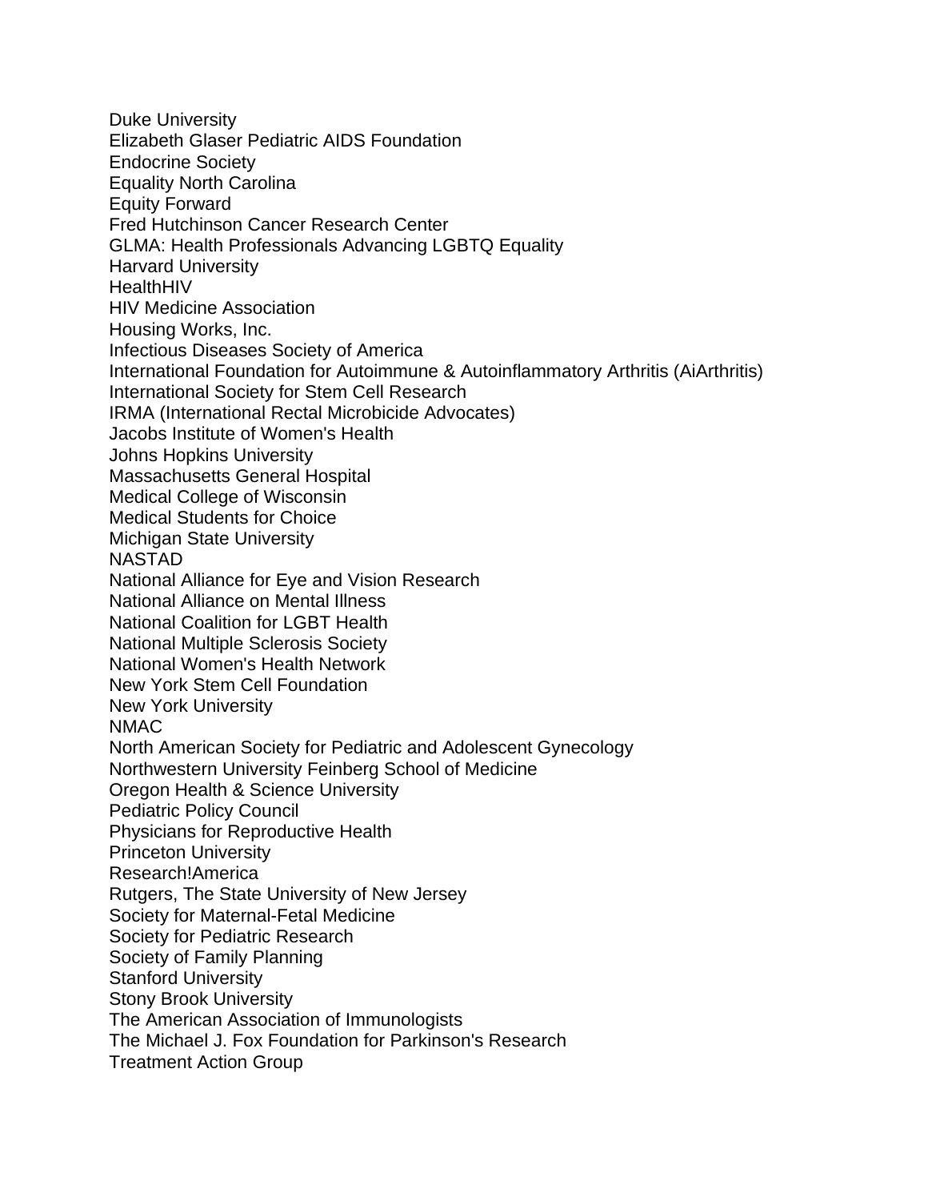Duke University
Elizabeth Glaser Pediatric AIDS Foundation
Endocrine Society
Equality North Carolina
Equity Forward
Fred Hutchinson Cancer Research Center
GLMA: Health Professionals Advancing LGBTQ Equality
Harvard University
HealthHIV
HIV Medicine Association
Housing Works, Inc.
Infectious Diseases Society of America
International Foundation for Autoimmune & Autoinflammatory Arthritis (AiArthritis)
International Society for Stem Cell Research
IRMA (International Rectal Microbicide Advocates)
Jacobs Institute of Women's Health
Johns Hopkins University
Massachusetts General Hospital
Medical College of Wisconsin
Medical Students for Choice
Michigan State University
NASTAD
National Alliance for Eye and Vision Research
National Alliance on Mental Illness
National Coalition for LGBT Health
National Multiple Sclerosis Society
National Women's Health Network
New York Stem Cell Foundation
New York University
NMAC
North American Society for Pediatric and Adolescent Gynecology
Northwestern University Feinberg School of Medicine
Oregon Health & Science University
Pediatric Policy Council
Physicians for Reproductive Health
Princeton University
Research!America
Rutgers, The State University of New Jersey
Society for Maternal-Fetal Medicine
Society for Pediatric Research
Society of Family Planning
Stanford University
Stony Brook University
The American Association of Immunologists
The Michael J. Fox Foundation for Parkinson's Research
Treatment Action Group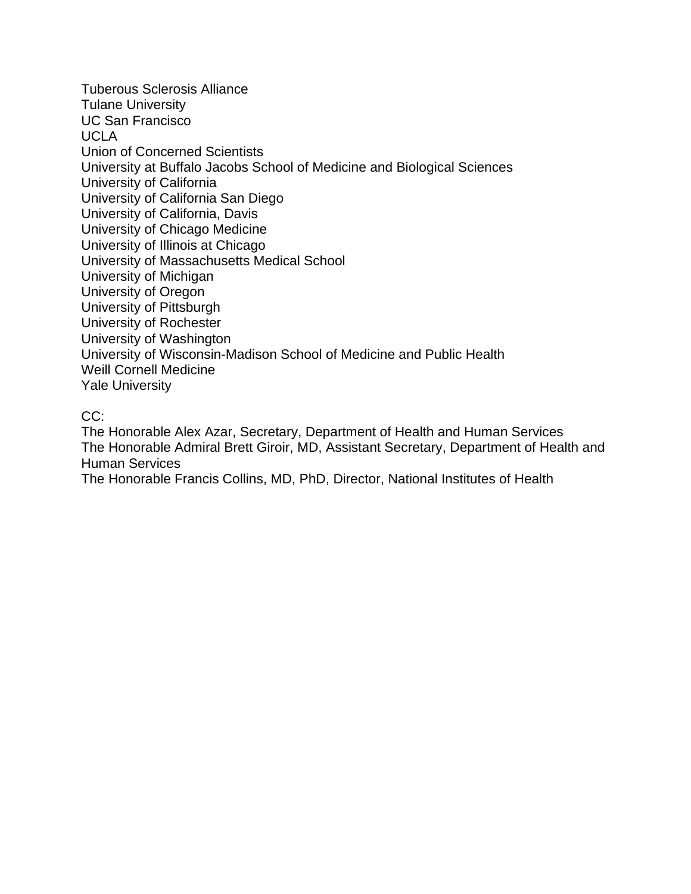Tuberous Sclerosis Alliance
Tulane University
UC San Francisco
UCLA
Union of Concerned Scientists
University at Buffalo Jacobs School of Medicine and Biological Sciences
University of California
University of California San Diego
University of California, Davis
University of Chicago Medicine
University of Illinois at Chicago
University of Massachusetts Medical School
University of Michigan
University of Oregon
University of Pittsburgh
University of Rochester
University of Washington
University of Wisconsin-Madison School of Medicine and Public Health
Weill Cornell Medicine
Yale University

CC:
The Honorable Alex Azar, Secretary, Department of Health and Human Services
The Honorable Admiral Brett Giroir, MD, Assistant Secretary, Department of Health and Human Services
The Honorable Francis Collins, MD, PhD, Director, National Institutes of Health